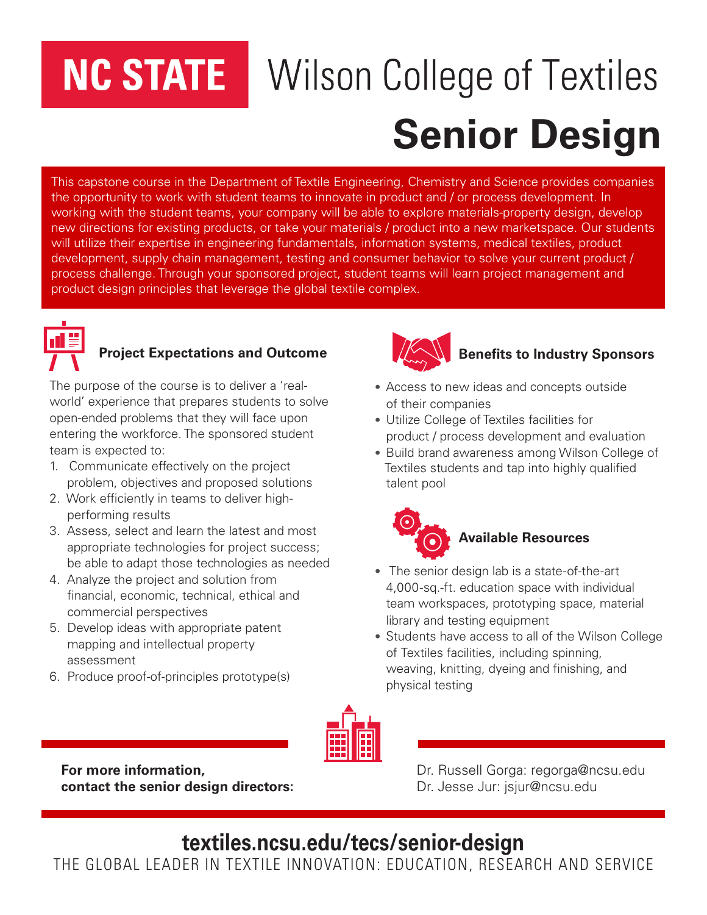# NC STATE Wilson College of Textiles

# Senior Design

This capstone course in the Department of Textile Engineering, Chemistry and Science provides companies the opportunity to work with student teams to innovate in product and / or process development. In working with the student teams, your company will be able to explore materials-property design, develop new directions for existing products, or take your materials / product into a new marketspace. Our students will utilize their expertise in engineering fundamentals, information systems, medical textiles, product development, supply chain management, testing and consumer behavior to solve your current product / process challenge. Through your sponsored project, student teams will learn project management and product design principles that leverage the global textile complex.

## Project Expectations and Outcome

The purpose of the course is to deliver a 'real-world' experience that prepares students to solve open-ended problems that they will face upon entering the workforce. The sponsored student team is expected to:

1. Communicate effectively on the project problem, objectives and proposed solutions
2. Work efficiently in teams to deliver high-performing results
3. Assess, select and learn the latest and most appropriate technologies for project success; be able to adapt those technologies as needed
4. Analyze the project and solution from financial, economic, technical, ethical and commercial perspectives
5. Develop ideas with appropriate patent mapping and intellectual property assessment
6. Produce proof-of-principles prototype(s)

## Benefits to Industry Sponsors

- Access to new ideas and concepts outside of their companies
- Utilize College of Textiles facilities for product / process development and evaluation
- Build brand awareness among Wilson College of Textiles students and tap into highly qualified talent pool

## Available Resources

- The senior design lab is a state-of-the-art 4,000-sq.-ft. education space with individual team workspaces, prototyping space, material library and testing equipment
- Students have access to all of the Wilson College of Textiles facilities, including spinning, weaving, knitting, dyeing and finishing, and physical testing

**For more information, contact the senior design directors:**

Dr. Russell Gorga: regorga@ncsu.edu
Dr. Jesse Jur: jsjur@ncsu.edu

**textiles.ncsu.edu/tecs/senior-design**

THE GLOBAL LEADER IN TEXTILE INNOVATION: EDUCATION, RESEARCH AND SERVICE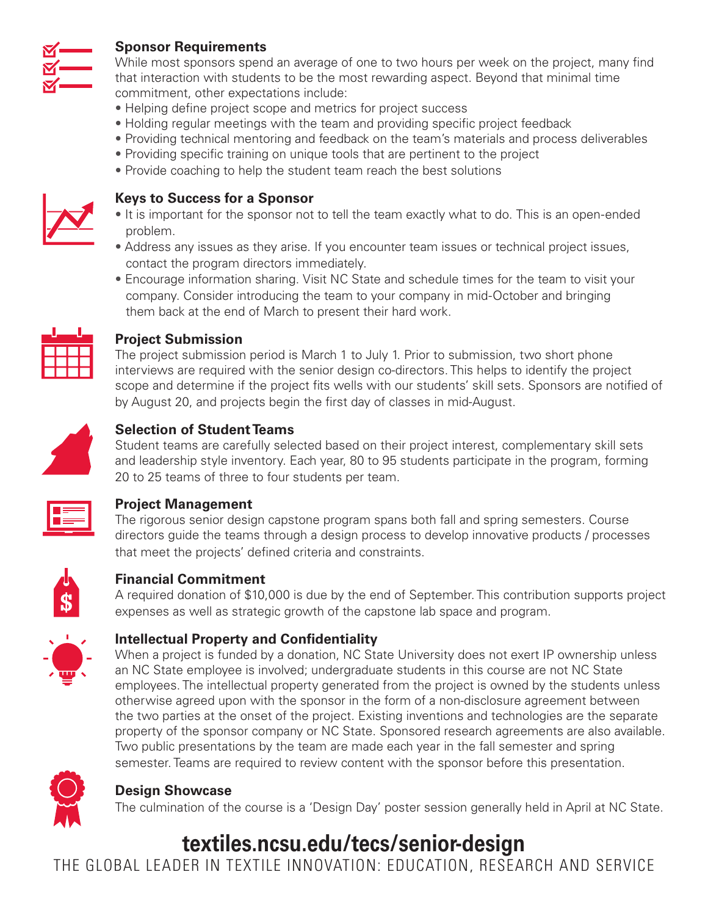### Sponsor Requirements

While most sponsors spend an average of one to two hours per week on the project, many find that interaction with students to be the most rewarding aspect. Beyond that minimal time commitment, other expectations include:

- Helping define project scope and metrics for project success
- Holding regular meetings with the team and providing specific project feedback
- Providing technical mentoring and feedback on the team's materials and process deliverables
- Providing specific training on unique tools that are pertinent to the project
- Provide coaching to help the student team reach the best solutions

### Keys to Success for a Sponsor

- It is important for the sponsor not to tell the team exactly what to do. This is an open-ended problem.
- Address any issues as they arise. If you encounter team issues or technical project issues, contact the program directors immediately.
- Encourage information sharing. Visit NC State and schedule times for the team to visit your company. Consider introducing the team to your company in mid-October and bringing them back at the end of March to present their hard work.

### Project Submission

The project submission period is March 1 to July 1. Prior to submission, two short phone interviews are required with the senior design co-directors. This helps to identify the project scope and determine if the project fits wells with our students' skill sets. Sponsors are notified of by August 20, and projects begin the first day of classes in mid-August.

### Selection of Student Teams

Student teams are carefully selected based on their project interest, complementary skill sets and leadership style inventory. Each year, 80 to 95 students participate in the program, forming 20 to 25 teams of three to four students per team.

### Project Management

The rigorous senior design capstone program spans both fall and spring semesters. Course directors guide the teams through a design process to develop innovative products / processes that meet the projects' defined criteria and constraints.

### Financial Commitment

A required donation of $10,000 is due by the end of September. This contribution supports project expenses as well as strategic growth of the capstone lab space and program.

### Intellectual Property and Confidentiality

When a project is funded by a donation, NC State University does not exert IP ownership unless an NC State employee is involved; undergraduate students in this course are not NC State employees. The intellectual property generated from the project is owned by the students unless otherwise agreed upon with the sponsor in the form of a non-disclosure agreement between the two parties at the onset of the project. Existing inventions and technologies are the separate property of the sponsor company or NC State. Sponsored research agreements are also available. Two public presentations by the team are made each year in the fall semester and spring semester. Teams are required to review content with the sponsor before this presentation.

### Design Showcase

The culmination of the course is a 'Design Day' poster session generally held in April at NC State.

## textiles.ncsu.edu/tecs/senior-design

THE GLOBAL LEADER IN TEXTILE INNOVATION: EDUCATION, RESEARCH AND SERVICE